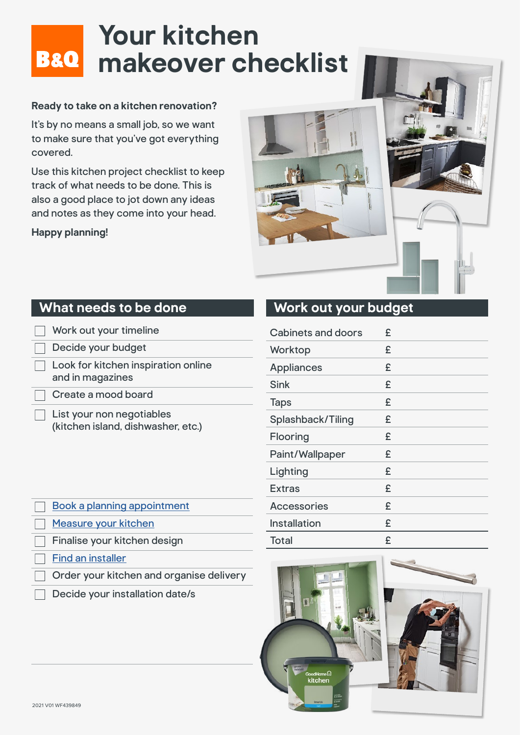# Your kitchen makeover checklist

**Ready to take on a kitchen renovation?**

It's by no means a small job, so we want to make sure that you've got everything covered.

Use this kitchen project checklist to keep track of what needs to be done. This is also a good place to jot down any ideas and notes as they come into your head.

**Happy planning!**

## What needs to be done

- [ ] Work out your timeline
- [ ] Decide your budget
- [ ] Look for kitchen inspiration online and in magazines
- [ ] Create a mood board
- [ ] List your non negotiables (kitchen island, dishwasher, etc.)

- [ ] Book a planning appointment
- [ ] Measure your kitchen
- [ ] Finalise your kitchen design
- [ ] Find an installer
- [ ] Order your kitchen and organise delivery
- [ ] Decide your installation date/s

## Work out your budget

| Item | £ |
|---|---|
| Cabinets and doors | £ |
| Worktop | £ |
| Appliances | £ |
| Sink | £ |
| Taps | £ |
| Splashback/Tiling | £ |
| Flooring | £ |
| Paint/Wallpaper | £ |
| Lighting | £ |
| Extras | £ |
| Accessories | £ |
| Installation | £ |
| Total | £ |

2021 V01 WF439849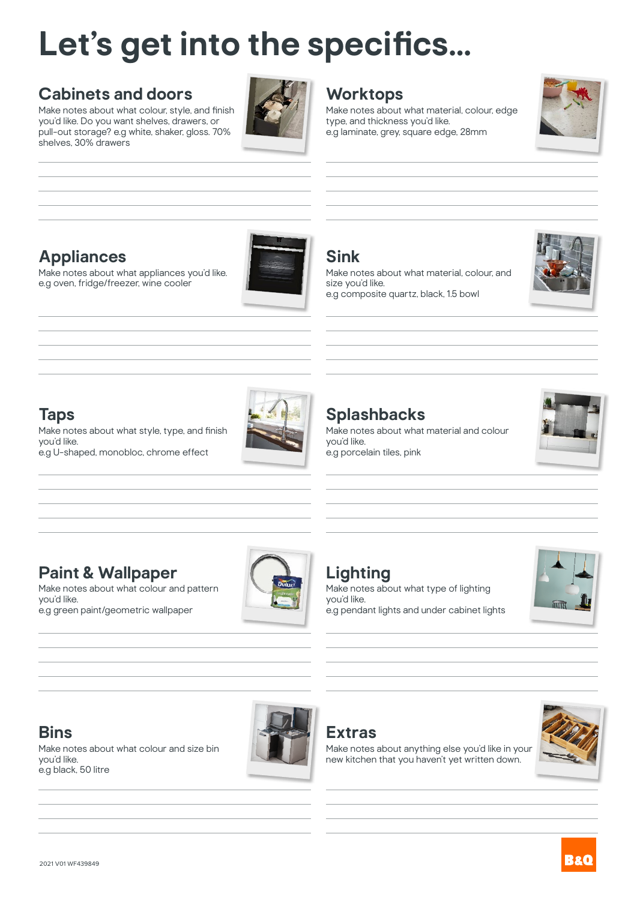# Let's get into the specifics...

## Cabinets and doors

Make notes about what colour, style, and finish you'd like. Do you want shelves, drawers, or pull-out storage? e.g white, shaker, gloss. 70% shelves, 30% drawers

## Worktops

Make notes about what material, colour, edge type, and thickness you'd like.
e.g laminate, grey, square edge, 28mm

## Appliances

Make notes about what appliances you'd like.
e.g oven, fridge/freezer, wine cooler

## Sink

Make notes about what material, colour, and size you'd like.
e.g composite quartz, black, 1.5 bowl

## Taps

Make notes about what style, type, and finish you'd like.
e.g U-shaped, monobloc, chrome effect

## Splashbacks

Make notes about what material and colour you'd like.
e.g porcelain tiles, pink

## Paint & Wallpaper

Make notes about what colour and pattern you'd like.
e.g green paint/geometric wallpaper

## Lighting

Make notes about what type of lighting you'd like.
e.g pendant lights and under cabinet lights

## Bins

Make notes about what colour and size bin you'd like.
e.g black, 50 litre

## Extras

Make notes about anything else you'd like in your new kitchen that you haven't yet written down.

2021 V01 WF439849

B&Q